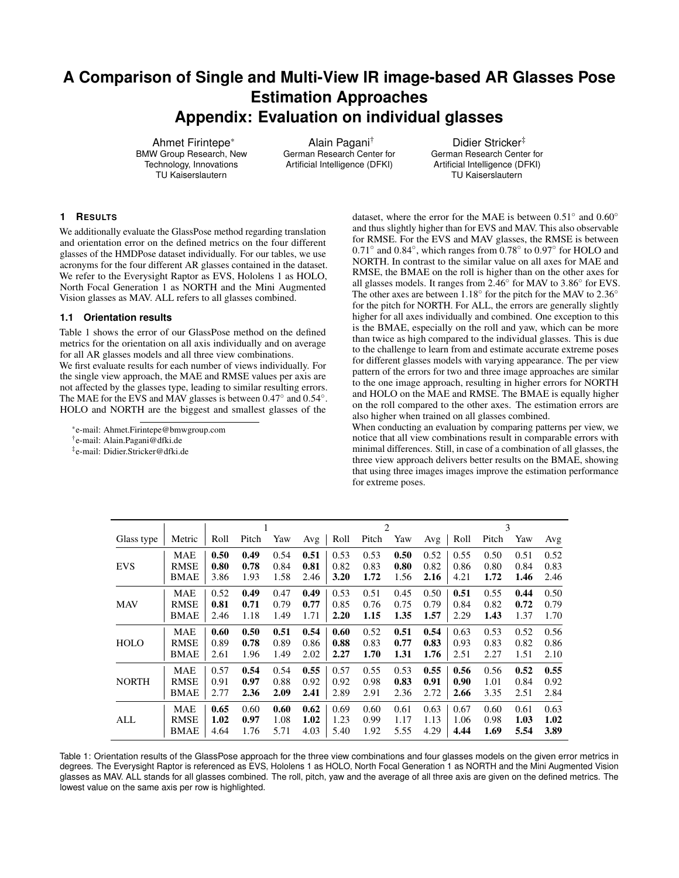# A Comparison of Single and Multi-View IR image-based AR Glasses Pose Estimation Approaches
# Appendix: Evaluation on individual glasses

Ahmet Firintepe* — BMW Group Research, New Technology, Innovations, TU Kaiserslautern

Alain Pagani† — German Research Center for Artificial Intelligence (DFKI)

Didier Stricker‡ — German Research Center for Artificial Intelligence (DFKI), TU Kaiserslautern

## 1 Results

We additionally evaluate the GlassPose method regarding translation and orientation error on the defined metrics on the four different glasses of the HMDPose dataset individually. For our tables, we use acronyms for the four different AR glasses contained in the dataset. We refer to the Everysight Raptor as EVS, Hololens 1 as HOLO, North Focal Generation 1 as NORTH and the Mini Augmented Vision glasses as MAV. ALL refers to all glasses combined.

### 1.1 Orientation results

Table 1 shows the error of our GlassPose method on the defined metrics for the orientation on all axis individually and on average for all AR glasses models and all three view combinations.

We first evaluate results for each number of views individually. For the single view approach, the MAE and RMSE values per axis are not affected by the glasses type, leading to similar resulting errors. The MAE for the EVS and MAV glasses is between 0.47° and 0.54°. HOLO and NORTH are the biggest and smallest glasses of the dataset, where the error for the MAE is between 0.51° and 0.60° and thus slightly higher than for EVS and MAV. This also observable for RMSE. For the EVS and MAV glasses, the RMSE is between 0.71° and 0.84°, which ranges from 0.78° to 0.97° for HOLO and NORTH. In contrast to the similar value on all axes for MAE and RMSE, the BMAE on the roll is higher than on the other axes for all glasses models. It ranges from 2.46° for MAV to 3.86° for EVS. The other axes are between 1.18° for the pitch for the MAV to 2.36° for the pitch for NORTH. For ALL, the errors are generally slightly higher for all axes individually and combined. One exception to this is the BMAE, especially on the roll and yaw, which can be more than twice as high compared to the individual glasses. This is due to the challenge to learn from and estimate accurate extreme poses for different glasses models with varying appearance. The per view pattern of the errors for two and three image approaches are similar to the one image approach, resulting in higher errors for NORTH and HOLO on the MAE and RMSE. The BMAE is equally higher on the roll compared to the other axes. The estimation errors are also higher when trained on all glasses combined.

When conducting an evaluation by comparing patterns per view, we notice that all view combinations result in comparable errors with minimal differences. Still, in case of a combination of all glasses, the three view approach delivers better results on the BMAE, showing that using three images images improve the estimation performance for extreme poses.

*e-mail: Ahmet.Firintepe@bmwgroup.com

†e-mail: Alain.Pagani@dfki.de

‡e-mail: Didier.Stricker@dfki.de

| | | 1 | | | | 2 | | | | 3 | | | |
|---|---|---|---|---|---|---|---|---|---|---|---|---|---|
| Glass type | Metric | Roll | Pitch | Yaw | Avg | Roll | Pitch | Yaw | Avg | Roll | Pitch | Yaw | Avg |
| EVS | MAE | **0.50** | **0.49** | 0.54 | **0.51** | 0.53 | 0.53 | **0.50** | 0.52 | 0.55 | 0.50 | 0.51 | 0.52 |
| | RMSE | **0.80** | **0.78** | 0.84 | **0.81** | 0.82 | 0.83 | **0.80** | 0.82 | 0.86 | 0.80 | 0.84 | 0.83 |
| | BMAE | 3.86 | 1.93 | 1.58 | 2.46 | **3.20** | **1.72** | 1.56 | **2.16** | 4.21 | **1.72** | **1.46** | 2.46 |
| MAV | MAE | 0.52 | **0.49** | 0.47 | **0.49** | 0.53 | 0.51 | 0.45 | 0.50 | **0.51** | 0.55 | **0.44** | 0.50 |
| | RMSE | **0.81** | **0.71** | 0.79 | **0.77** | 0.85 | 0.76 | 0.75 | 0.79 | 0.84 | 0.82 | **0.72** | 0.79 |
| | BMAE | 2.46 | 1.18 | 1.49 | 1.71 | **2.20** | **1.15** | **1.35** | **1.57** | 2.29 | **1.43** | 1.37 | 1.70 |
| HOLO | MAE | **0.60** | **0.50** | **0.51** | **0.54** | **0.60** | 0.52 | **0.51** | **0.54** | 0.63 | 0.53 | 0.52 | 0.56 |
| | RMSE | 0.89 | **0.78** | 0.89 | 0.86 | **0.88** | 0.83 | **0.77** | **0.83** | 0.93 | 0.83 | 0.82 | 0.86 |
| | BMAE | 2.61 | 1.96 | 1.49 | 2.02 | **2.27** | **1.70** | **1.31** | **1.76** | 2.51 | 2.27 | 1.51 | 2.10 |
| NORTH | MAE | 0.57 | **0.54** | 0.54 | **0.55** | 0.57 | 0.55 | 0.53 | **0.55** | **0.56** | 0.56 | **0.52** | **0.55** |
| | RMSE | 0.91 | **0.97** | 0.88 | 0.92 | 0.92 | 0.98 | **0.83** | **0.91** | **0.90** | 1.01 | 0.84 | 0.92 |
| | BMAE | 2.77 | **2.36** | **2.09** | **2.41** | 2.89 | 2.91 | 2.36 | 2.72 | **2.66** | 3.35 | 2.51 | 2.84 |
| ALL | MAE | **0.65** | 0.60 | **0.60** | **0.62** | 0.69 | 0.60 | 0.61 | 0.63 | 0.67 | 0.60 | 0.61 | 0.63 |
| | RMSE | **1.02** | **0.97** | 1.08 | **1.02** | 1.23 | 0.99 | 1.17 | 1.13 | 1.06 | 0.98 | **1.03** | **1.02** |
| | BMAE | 4.64 | 1.76 | 5.71 | 4.03 | 5.40 | 1.92 | 5.55 | 4.29 | **4.44** | **1.69** | **5.54** | **3.89** |

Table 1: Orientation results of the GlassPose approach for the three view combinations and four glasses models on the given error metrics in degrees. The Everysight Raptor is referenced as EVS, Hololens 1 as HOLO, North Focal Generation 1 as NORTH and the Mini Augmented Vision glasses as MAV. ALL stands for all glasses combined. The roll, pitch, yaw and the average of all three axis are given on the defined metrics. The lowest value on the same axis per row is highlighted.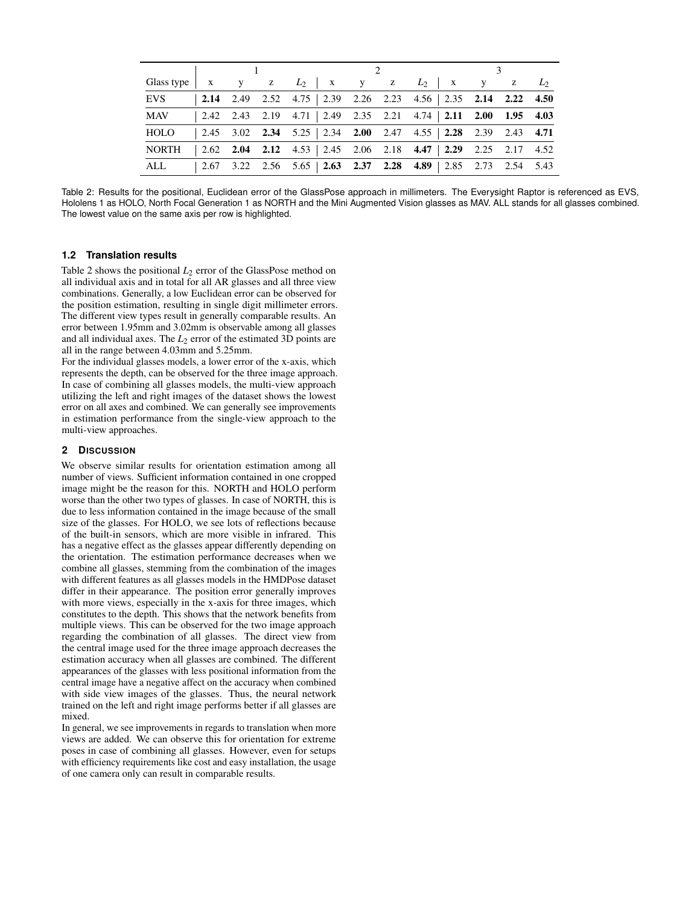| | 1 | | | | 2 | | | | 3 | | | |
|---|---|---|---|---|---|---|---|---|---|---|---|---|
| Glass type | x | y | z | $L_2$ | x | y | z | $L_2$ | x | y | z | $L_2$ |
| EVS | **2.14** | 2.49 | 2.52 | 4.75 | 2.39 | 2.26 | 2.23 | 4.56 | 2.35 | **2.14** | **2.22** | **4.50** |
| MAV | 2.42 | 2.43 | 2.19 | 4.71 | 2.49 | 2.35 | 2.21 | 4.74 | **2.11** | **2.00** | **1.95** | **4.03** |
| HOLO | 2.45 | 3.02 | **2.34** | 5.25 | 2.34 | **2.00** | 2.47 | 4.55 | **2.28** | 2.39 | 2.43 | **4.71** |
| NORTH | 2.62 | **2.04** | **2.12** | 4.53 | 2.45 | 2.06 | 2.18 | **4.47** | **2.29** | 2.25 | 2.17 | 4.52 |
| ALL | 2.67 | 3.22 | 2.56 | 5.65 | **2.63** | **2.37** | **2.28** | **4.89** | 2.85 | 2.73 | 2.54 | 5.43 |

Table 2: Results for the positional, Euclidean error of the GlassPose approach in millimeters. The Everysight Raptor is referenced as EVS, Hololens 1 as HOLO, North Focal Generation 1 as NORTH and the Mini Augmented Vision glasses as MAV. ALL stands for all glasses combined. The lowest value on the same axis per row is highlighted.

### 1.2 Translation results

Table 2 shows the positional $L_2$ error of the GlassPose method on all individual axis and in total for all AR glasses and all three view combinations. Generally, a low Euclidean error can be observed for the position estimation, resulting in single digit millimeter errors. The different view types result in generally comparable results. An error between 1.95mm and 3.02mm is observable among all glasses and all individual axes. The $L_2$ error of the estimated 3D points are all in the range between 4.03mm and 5.25mm.

For the individual glasses models, a lower error of the x-axis, which represents the depth, can be observed for the three image approach. In case of combining all glasses models, the multi-view approach utilizing the left and right images of the dataset shows the lowest error on all axes and combined. We can generally see improvements in estimation performance from the single-view approach to the multi-view approaches.

## 2 Discussion

We observe similar results for orientation estimation among all number of views. Sufficient information contained in one cropped image might be the reason for this. NORTH and HOLO perform worse than the other two types of glasses. In case of NORTH, this is due to less information contained in the image because of the small size of the glasses. For HOLO, we see lots of reflections because of the built-in sensors, which are more visible in infrared. This has a negative effect as the glasses appear differently depending on the orientation. The estimation performance decreases when we combine all glasses, stemming from the combination of the images with different features as all glasses models in the HMDPose dataset differ in their appearance. The position error generally improves with more views, especially in the x-axis for three images, which constitutes to the depth. This shows that the network benefits from multiple views. This can be observed for the two image approach regarding the combination of all glasses. The direct view from the central image used for the three image approach decreases the estimation accuracy when all glasses are combined. The different appearances of the glasses with less positional information from the central image have a negative affect on the accuracy when combined with side view images of the glasses. Thus, the neural network trained on the left and right image performs better if all glasses are mixed.

In general, we see improvements in regards to translation when more views are added. We can observe this for orientation for extreme poses in case of combining all glasses. However, even for setups with efficiency requirements like cost and easy installation, the usage of one camera only can result in comparable results.